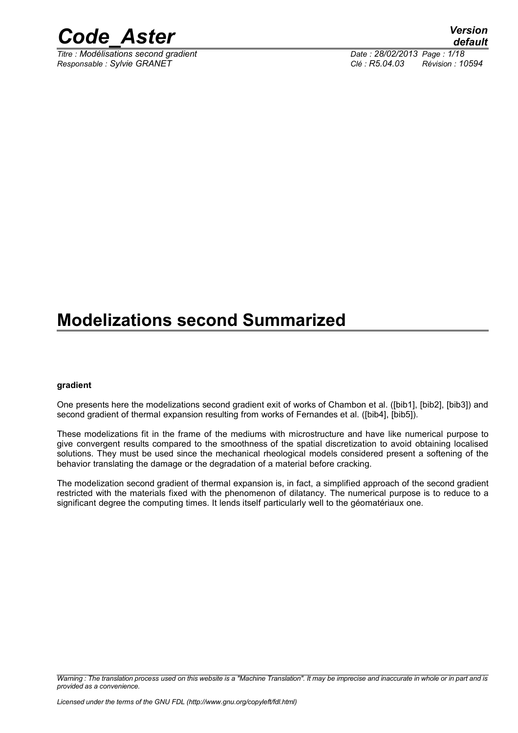# Modelizations second Summarized

**gradient**

One presents here the modelizations second gradient exit of works of Chambon et al. ([bib1], [bib2], [bib3]) and second gradient of thermal expansion resulting from works of Fernandes et al. ([bib4], [bib5]).

These modelizations fit in the frame of the mediums with microstructure and have like numerical purpose to give convergent results compared to the smoothness of the spatial discretization to avoid obtaining localised solutions. They must be used since the mechanical rheological models considered present a softening of the behavior translating the damage or the degradation of a material before cracking.

The modelization second gradient of thermal expansion is, in fact, a simplified approach of the second gradient restricted with the materials fixed with the phenomenon of dilatancy. The numerical purpose is to reduce to a significant degree the computing times. It lends itself particularly well to the géomatériaux one.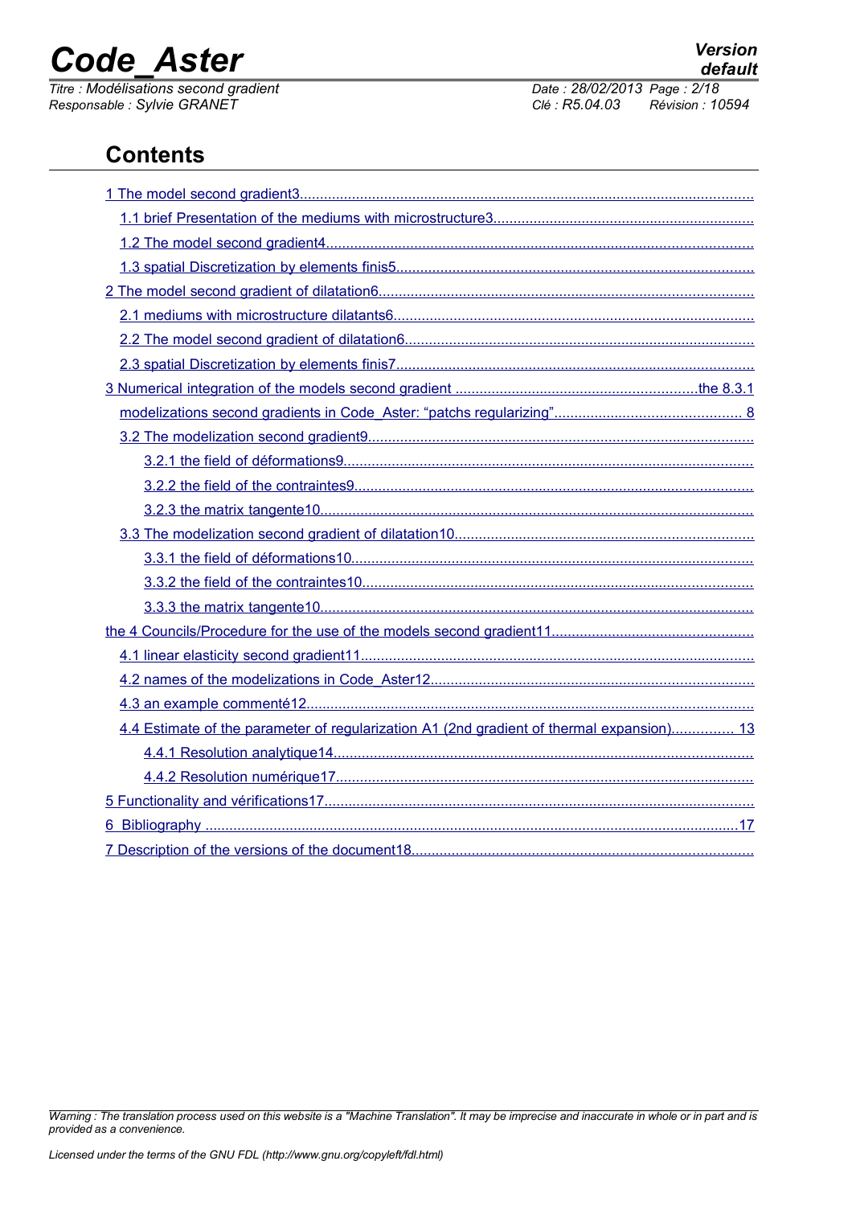## Contents

1 The model second gradient3
- 1.1 brief Presentation of the mediums with microstructure3
- 1.2 The model second gradient4
- 1.3 spatial Discretization by elements finis5

2 The model second gradient of dilatation6
- 2.1 mediums with microstructure dilatants6
- 2.2 The model second gradient of dilatation6
- 2.3 spatial Discretization by elements finis7

3 Numerical integration of the models second gradient ....the 8.3.1
- modelizations second gradients in Code_Aster: “patchs regularizing” 8
- 3.2 The modelization second gradient9
  - 3.2.1 the field of déformations9
  - 3.2.2 the field of the contraintes9
  - 3.2.3 the matrix tangente10
- 3.3 The modelization second gradient of dilatation10
  - 3.3.1 the field of déformations10
  - 3.3.2 the field of the contraintes10
  - 3.3.3 the matrix tangente10

the 4 Councils/Procedure for the use of the models second gradient11
- 4.1 linear elasticity second gradient11
- 4.2 names of the modelizations in Code_Aster12
- 4.3 an example commenté12
- 4.4 Estimate of the parameter of regularization A1 (2nd gradient of thermal expansion) 13
  - 4.4.1 Resolution analytique14
  - 4.4.2 Resolution numérique17

5 Functionality and vérifications17

6 Bibliography 17

7 Description of the versions of the document18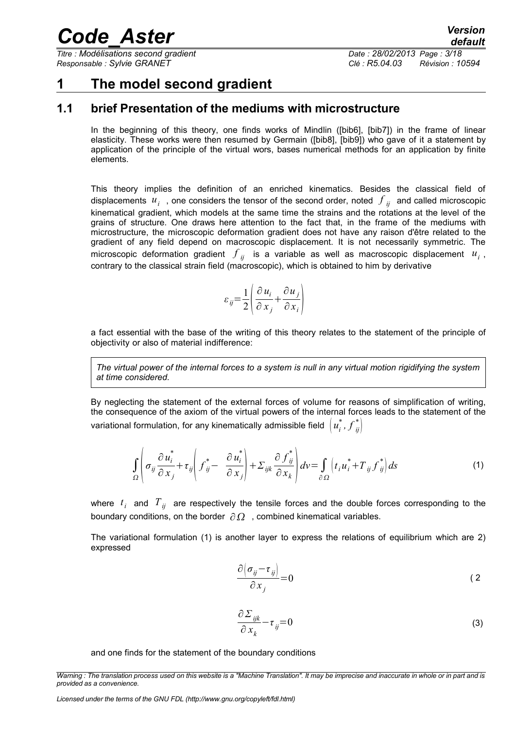# 1 The model second gradient

## 1.1 brief Presentation of the mediums with microstructure

In the beginning of this theory, one finds works of Mindlin ([bib6], [bib7]) in the frame of linear elasticity. These works were then resumed by Germain ([bib8], [bib9]) who gave of it a statement by application of the principle of the virtual wors, bases numerical methods for an application by finite elements.

This theory implies the definition of an enriched kinematics. Besides the classical field of displacements $u_i$ , one considers the tensor of the second order, noted $f_{ij}$ and called microscopic kinematical gradient, which models at the same time the strains and the rotations at the level of the grains of structure. One draws here attention to the fact that, in the frame of the mediums with microstructure, the microscopic deformation gradient does not have any raison d'être related to the gradient of any field depend on macroscopic displacement. It is not necessarily symmetric. The microscopic deformation gradient $f_{ij}$ is a variable as well as macroscopic displacement $u_i$ , contrary to the classical strain field (macroscopic), which is obtained to him by derivative

$$\varepsilon_{ij}=\frac{1}{2}\left(\frac{\partial u_i}{\partial x_j}+\frac{\partial u_j}{\partial x_i}\right)$$

a fact essential with the base of the writing of this theory relates to the statement of the principle of objectivity or also of material indifference:

*The virtual power of the internal forces to a system is null in any virtual motion rigidifying the system at time considered.*

By neglecting the statement of the external forces of volume for reasons of simplification of writing, the consequence of the axiom of the virtual powers of the internal forces leads to the statement of the variational formulation, for any kinematically admissible field $\left(u_i^*, f_{ij}^*\right)$

$$\int_{\Omega}\left(\sigma_{ij}\frac{\partial u_i^*}{\partial x_j}+\tau_{ij}\left(f_{ij}^*-\frac{\partial u_i^*}{\partial x_j}\right)+\Sigma_{ijk}\frac{\partial f_{ij}^*}{\partial x_k}\right)dv=\int_{\partial\Omega}\left(t_i u_i^*+T_{ij} f_{ij}^*\right)ds \tag{1}$$

where $t_i$ and $T_{ij}$ are respectively the tensile forces and the double forces corresponding to the boundary conditions, on the border $\partial\Omega$ , combined kinematical variables.

The variational formulation (1) is another layer to express the relations of equilibrium which are 2) expressed

$$\frac{\partial\left(\sigma_{ij}-\tau_{ij}\right)}{\partial x_j}=0 \tag{2}$$

$$\frac{\partial \Sigma_{ijk}}{\partial x_k}-\tau_{ij}=0 \tag{3}$$

and one finds for the statement of the boundary conditions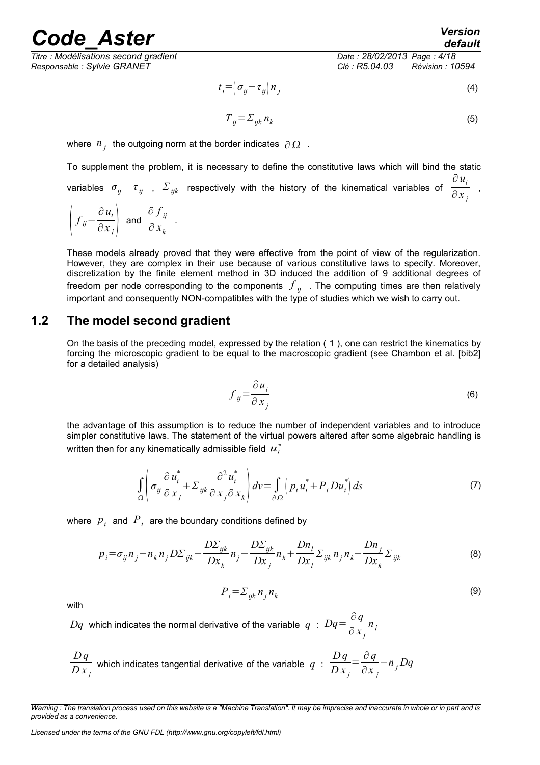$$t_i = \left(\sigma_{ij} - \tau_{ij}\right) n_j \tag{4}$$

$$T_{ij} = \Sigma_{ijk} n_k \tag{5}$$

where $n_j$ the outgoing norm at the border indicates $\partial \Omega$ .

To supplement the problem, it is necessary to define the constitutive laws which will bind the static variables $\sigma_{ij}$ $\tau_{ij}$ , $\Sigma_{ijk}$ respectively with the history of the kinematical variables of $\frac{\partial u_i}{\partial x_j}$ , $\left(f_{ij} - \frac{\partial u_i}{\partial x_j}\right)$ and $\frac{\partial f_{ij}}{\partial x_k}$ .

These models already proved that they were effective from the point of view of the regularization. However, they are complex in their use because of various constitutive laws to specify. Moreover, discretization by the finite element method in 3D induced the addition of 9 additional degrees of freedom per node corresponding to the components $f_{ij}$ . The computing times are then relatively important and consequently NON-compatibles with the type of studies which we wish to carry out.

## 1.2 The model second gradient

On the basis of the preceding model, expressed by the relation ( 1 ), one can restrict the kinematics by forcing the microscopic gradient to be equal to the macroscopic gradient (see Chambon et al. [bib2] for a detailed analysis)

$$f_{ij} = \frac{\partial u_i}{\partial x_j} \tag{6}$$

the advantage of this assumption is to reduce the number of independent variables and to introduce simpler constitutive laws. The statement of the virtual powers altered after some algebraic handling is written then for any kinematically admissible field $u_i^*$

$$\int_{\Omega} \left( \sigma_{ij} \frac{\partial u_i^*}{\partial x_j} + \Sigma_{ijk} \frac{\partial^2 u_i^*}{\partial x_j \partial x_k} \right) dv = \int_{\partial \Omega} \left( p_i u_i^* + P_i D u_i^* \right) ds \tag{7}$$

where $p_i$ and $P_i$ are the boundary conditions defined by

$$p_i = \sigma_{ij} n_j - n_k n_j D \Sigma_{ijk} - \frac{D \Sigma_{ijk}}{D x_k} n_j - \frac{D \Sigma_{ijk}}{D x_j} n_k + \frac{D n_l}{D x_l} \Sigma_{ijk} n_j n_k - \frac{D n_j}{D x_k} \Sigma_{ijk} \tag{8}$$

$$P_i = \Sigma_{ijk} n_j n_k \tag{9}$$

with

$Dq$ which indicates the normal derivative of the variable $q$ : $Dq = \frac{\partial q}{\partial x_j} n_j$

$\frac{Dq}{D x_j}$ which indicates tangential derivative of the variable $q$ : $\frac{Dq}{D x_j} = \frac{\partial q}{\partial x_j} - n_j Dq$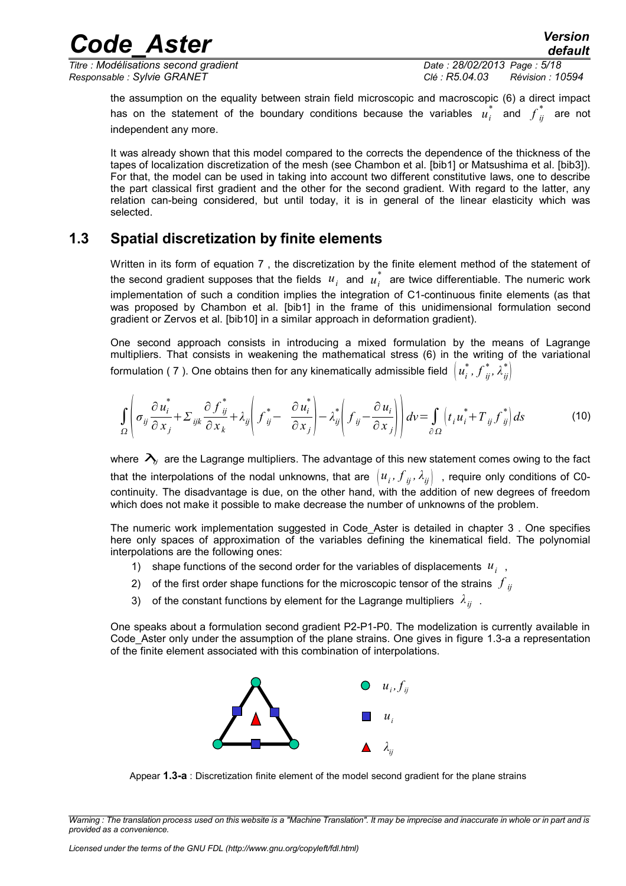the assumption on the equality between strain field microscopic and macroscopic (6) a direct impact has on the statement of the boundary conditions because the variables $u_i^*$ and $f_{ij}^*$ are not independent any more.

It was already shown that this model compared to the corrects the dependence of the thickness of the tapes of localization discretization of the mesh (see Chambon et al. [bib1] or Matsushima et al. [bib3]). For that, the model can be used in taking into account two different constitutive laws, one to describe the part classical first gradient and the other for the second gradient. With regard to the latter, any relation can-being considered, but until today, it is in general of the linear elasticity which was selected.

## 1.3 Spatial discretization by finite elements

Written in its form of equation 7 , the discretization by the finite element method of the statement of the second gradient supposes that the fields $u_i$ and $u_i^*$ are twice differentiable. The numeric work implementation of such a condition implies the integration of C1-continuous finite elements (as that was proposed by Chambon et al. [bib1] in the frame of this unidimensional formulation second gradient or Zervos et al. [bib10] in a similar approach in deformation gradient).

One second approach consists in introducing a mixed formulation by the means of Lagrange multipliers. That consists in weakening the mathematical stress (6) in the writing of the variational formulation ( 7 ). One obtains then for any kinematically admissible field $\left(u_i^*, f_{ij}^*, \lambda_{ij}^*\right)$

$$\int_\Omega \left( \sigma_{ij} \frac{\partial u_i^*}{\partial x_j} + \Sigma_{ijk} \frac{\partial f_{ij}^*}{\partial x_k} + \lambda_{ij} \left( f_{ij}^* - \frac{\partial u_i^*}{\partial x_j} \right) - \lambda_{ij}^* \left( f_{ij} - \frac{\partial u_i}{\partial x_j} \right) \right) dv = \int_{\partial \Omega} \left( t_i u_i^* + T_{ij} f_{ij}^* \right) ds \tag{10}$$

where $\lambda_{ij}$ are the Lagrange multipliers. The advantage of this new statement comes owing to the fact that the interpolations of the nodal unknowns, that are $\left(u_i, f_{ij}, \lambda_{ij}\right)$ , require only conditions of C0-continuity. The disadvantage is due, on the other hand, with the addition of new degrees of freedom which does not make it possible to make decrease the number of unknowns of the problem.

The numeric work implementation suggested in Code_Aster is detailed in chapter 3 . One specifies here only spaces of approximation of the variables defining the kinematical field. The polynomial interpolations are the following ones:

1) shape functions of the second order for the variables of displacements $u_i$ ,
2) of the first order shape functions for the microscopic tensor of the strains $f_{ij}$
3) of the constant functions by element for the Lagrange multipliers $\lambda_{ij}$ .

One speaks about a formulation second gradient P2-P1-P0. The modelization is currently available in Code_Aster only under the assumption of the plane strains. One gives in figure 1.3-a a representation of the finite element associated with this combination of interpolations.

● $u_i, f_{ij}$

■ $u_i$

▲ $\lambda_{ij}$

Appear **1.3-a** : Discretization finite element of the model second gradient for the plane strains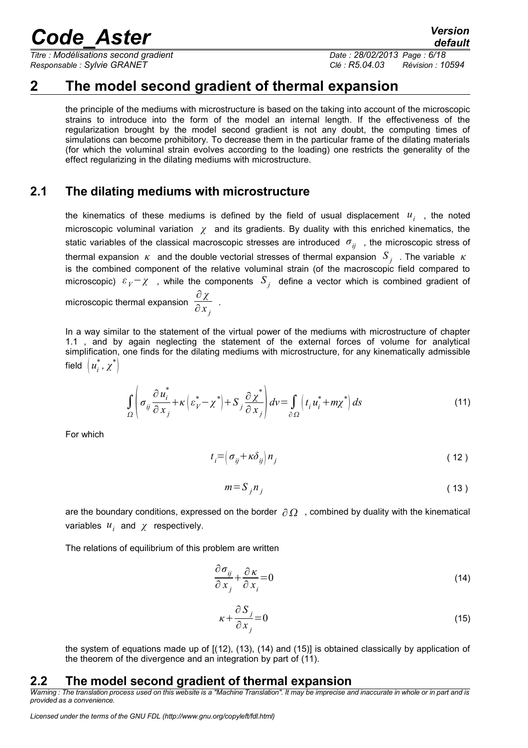# 2 The model second gradient of thermal expansion

the principle of the mediums with microstructure is based on the taking into account of the microscopic strains to introduce into the form of the model an internal length. If the effectiveness of the regularization brought by the model second gradient is not any doubt, the computing times of simulations can become prohibitory. To decrease them in the particular frame of the dilating materials (for which the voluminal strain evolves according to the loading) one restricts the generality of the effect regularizing in the dilating mediums with microstructure.

## 2.1 The dilating mediums with microstructure

the kinematics of these mediums is defined by the field of usual displacement $u_i$ , the noted microscopic voluminal variation $\chi$ and its gradients. By duality with this enriched kinematics, the static variables of the classical macroscopic stresses are introduced $\sigma_{ij}$ , the microscopic stress of thermal expansion $\kappa$ and the double vectorial stresses of thermal expansion $S_j$ . The variable $\kappa$ is the combined component of the relative voluminal strain (of the macroscopic field compared to microscopic) $\varepsilon_V - \chi$ , while the components $S_j$ define a vector which is combined gradient of microscopic thermal expansion $\dfrac{\partial \chi}{\partial x_j}$ .

In a way similar to the statement of the virtual power of the mediums with microstructure of chapter 1.1 , and by again neglecting the statement of the external forces of volume for analytical simplification, one finds for the dilating mediums with microstructure, for any kinematically admissible field $\left(u_i^*, \chi^*\right)$

$$\int_{\Omega} \left( \sigma_{ij} \frac{\partial u_i^*}{\partial x_j} + \kappa \left( \varepsilon_V^* - \chi^* \right) + S_j \frac{\partial \chi^*}{\partial x_j} \right) dv = \int_{\partial \Omega} \left( t_i u_i^* + m \chi^* \right) ds \tag{11}$$

For which

$$t_i = \left( \sigma_{ij} + \kappa \delta_{ij} \right) n_j \tag{12}$$

$$m = S_j n_j \tag{13}$$

are the boundary conditions, expressed on the border $\partial \Omega$ , combined by duality with the kinematical variables $u_i$ and $\chi$ respectively.

The relations of equilibrium of this problem are written

$$\frac{\partial \sigma_{ij}}{\partial x_j} + \frac{\partial \kappa}{\partial x_i} = 0 \tag{14}$$

$$\kappa + \frac{\partial S_j}{\partial x_j} = 0 \tag{15}$$

the system of equations made up of [(12), (13), (14) and (15)] is obtained classically by application of the theorem of the divergence and an integration by part of (11).

## 2.2 The model second gradient of thermal expansion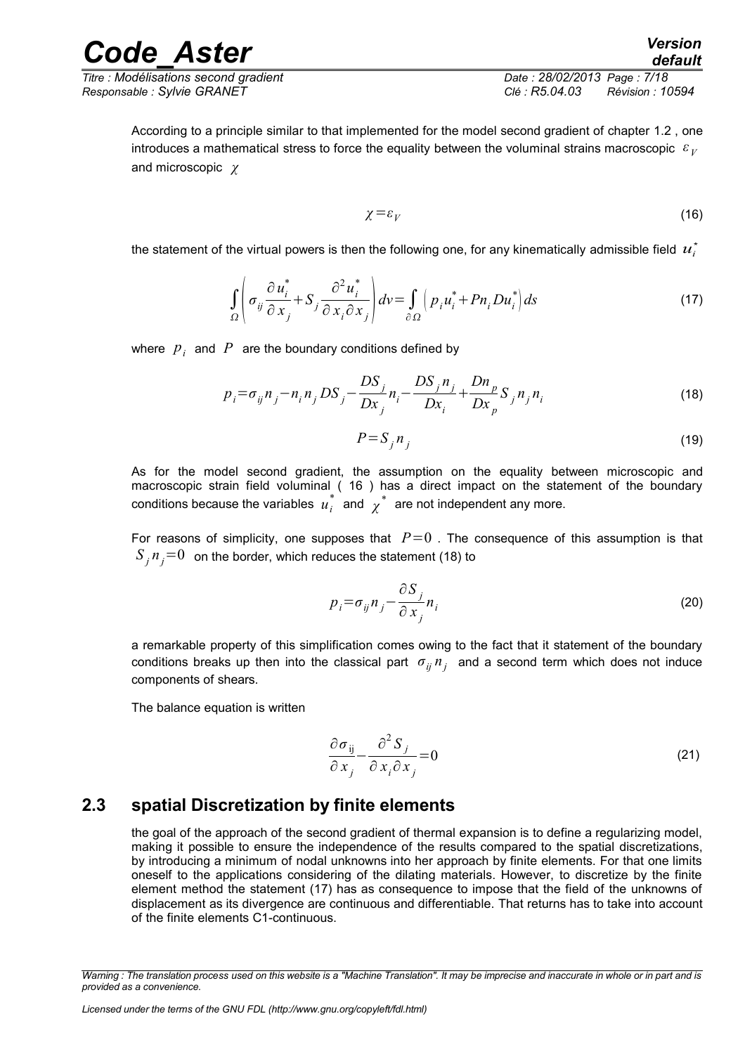According to a principle similar to that implemented for the model second gradient of chapter 1.2 , one introduces a mathematical stress to force the equality between the voluminal strains macroscopic $\varepsilon_V$ and microscopic $\chi$

$$\chi=\varepsilon_V \tag{16}$$

the statement of the virtual powers is then the following one, for any kinematically admissible field $u_i^*$

$$\int_\Omega \left( \sigma_{ij} \frac{\partial u_i^*}{\partial x_j} + S_j \frac{\partial^2 u_i^*}{\partial x_i \partial x_j} \right) dv = \int_{\partial \Omega} \left( p_i u_i^* + P n_i D u_i^* \right) ds \tag{17}$$

where $p_i$ and $P$ are the boundary conditions defined by

$$p_i = \sigma_{ij} n_j - n_i n_j DS_j - \frac{DS_j}{Dx_j} n_i - \frac{DS_j n_j}{Dx_i} + \frac{Dn_p}{Dx_p} S_j n_j n_i \tag{18}$$

$$P = S_j n_j \tag{19}$$

As for the model second gradient, the assumption on the equality between microscopic and macroscopic strain field voluminal ( 16 ) has a direct impact on the statement of the boundary conditions because the variables $u_i^*$ and $\chi^*$ are not independent any more.

For reasons of simplicity, one supposes that $P=0$ . The consequence of this assumption is that $S_j n_j = 0$ on the border, which reduces the statement (18) to

$$p_i = \sigma_{ij} n_j - \frac{\partial S_j}{\partial x_j} n_i \tag{20}$$

a remarkable property of this simplification comes owing to the fact that it statement of the boundary conditions breaks up then into the classical part $\sigma_{ij} n_j$ and a second term which does not induce components of shears.

The balance equation is written

$$\frac{\partial \sigma_{\mathrm{ij}}}{\partial x_j} - \frac{\partial^2 S_j}{\partial x_i \partial x_j} = 0 \tag{21}$$

## 2.3 spatial Discretization by finite elements

the goal of the approach of the second gradient of thermal expansion is to define a regularizing model, making it possible to ensure the independence of the results compared to the spatial discretizations, by introducing a minimum of nodal unknowns into her approach by finite elements. For that one limits oneself to the applications considering of the dilating materials. However, to discretize by the finite element method the statement (17) has as consequence to impose that the field of the unknowns of displacement as its divergence are continuous and differentiable. That returns has to take into account of the finite elements C1-continuous.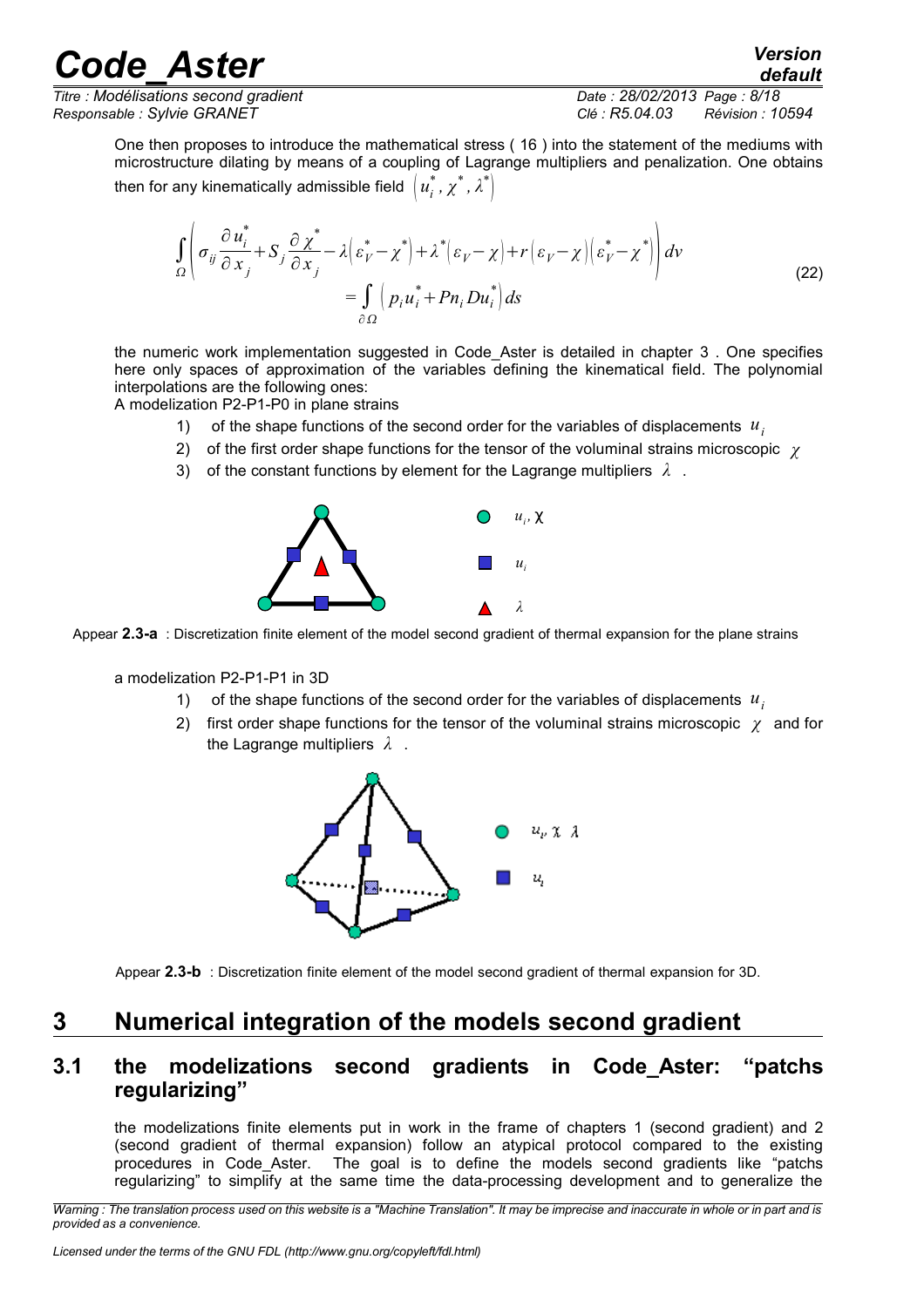One then proposes to introduce the mathematical stress ( 16 ) into the statement of the mediums with microstructure dilating by means of a coupling of Lagrange multipliers and penalization. One obtains then for any kinematically admissible field $\left(u_i^*, \chi^*, \lambda^*\right)$

$$\int_{\Omega}\left(\sigma_{ij}\frac{\partial u_i^*}{\partial x_j}+S_j\frac{\partial \chi^*}{\partial x_j}-\lambda\left(\varepsilon_V^*-\chi^*\right)+\lambda^*\left(\varepsilon_V-\chi\right)+r\left(\varepsilon_V-\chi\right)\left(\varepsilon_V^*-\chi^*\right)\right)dv = \int_{\partial\Omega}\left(p_i u_i^*+P n_i D u_i^*\right)ds \quad (22)$$

the numeric work implementation suggested in Code_Aster is detailed in chapter 3 . One specifies here only spaces of approximation of the variables defining the kinematical field. The polynomial interpolations are the following ones:

A modelization P2-P1-P0 in plane strains

1) of the shape functions of the second order for the variables of displacements $u_i$
2) of the first order shape functions for the tensor of the voluminal strains microscopic $\chi$
3) of the constant functions by element for the Lagrange multipliers $\lambda$ .

Appear **2.3-a** : Discretization finite element of the model second gradient of thermal expansion for the plane strains

a modelization P2-P1-P1 in 3D

1) of the shape functions of the second order for the variables of displacements $u_i$
2) first order shape functions for the tensor of the voluminal strains microscopic $\chi$ and for the Lagrange multipliers $\lambda$ .

Appear **2.3-b** : Discretization finite element of the model second gradient of thermal expansion for 3D.

# 3 Numerical integration of the models second gradient

## 3.1 the modelizations second gradients in Code_Aster: "patchs regularizing"

the modelizations finite elements put in work in the frame of chapters 1 (second gradient) and 2 (second gradient of thermal expansion) follow an atypical protocol compared to the existing procedures in Code_Aster. The goal is to define the models second gradients like "patchs regularizing" to simplify at the same time the data-processing development and to generalize the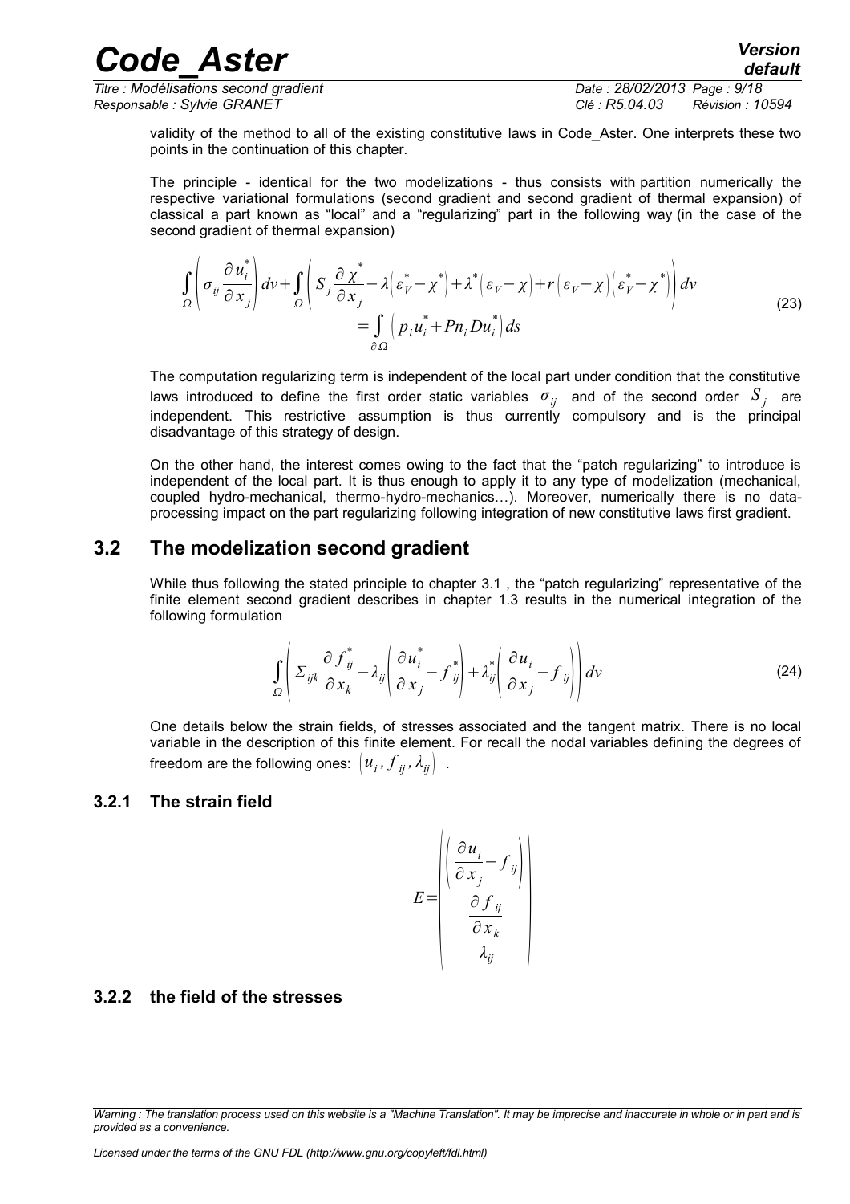validity of the method to all of the existing constitutive laws in Code_Aster. One interprets these two points in the continuation of this chapter.

The principle - identical for the two modelizations - thus consists with partition numerically the respective variational formulations (second gradient and second gradient of thermal expansion) of classical a part known as "local" and a "regularizing" part in the following way (in the case of the second gradient of thermal expansion)

$$\int_{\Omega} \left( \sigma_{ij} \frac{\partial u_i^*}{\partial x_j} \right) dv + \int_{\Omega} \left( S_j \frac{\partial \chi^*}{\partial x_j} - \lambda \left( \varepsilon_V^* - \chi^* \right) + \lambda^* \left( \varepsilon_V - \chi \right) + r \left( \varepsilon_V - \chi \right) \left( \varepsilon_V^* - \chi^* \right) \right) dv = \int_{\partial \Omega} \left( p_i u_i^* + P n_i D u_i^* \right) ds \tag{23}$$

The computation regularizing term is independent of the local part under condition that the constitutive laws introduced to define the first order static variables $\sigma_{ij}$ and of the second order $S_j$ are independent. This restrictive assumption is thus currently compulsory and is the principal disadvantage of this strategy of design.

On the other hand, the interest comes owing to the fact that the "patch regularizing" to introduce is independent of the local part. It is thus enough to apply it to any type of modelization (mechanical, coupled hydro-mechanical, thermo-hydro-mechanics…). Moreover, numerically there is no data-processing impact on the part regularizing following integration of new constitutive laws first gradient.

## 3.2 The modelization second gradient

While thus following the stated principle to chapter 3.1 , the "patch regularizing" representative of the finite element second gradient describes in chapter 1.3 results in the numerical integration of the following formulation

$$\int_{\Omega} \left( \Sigma_{ijk} \frac{\partial f_{ij}^*}{\partial x_k} - \lambda_{ij} \left( \frac{\partial u_i^*}{\partial x_j} - f_{ij}^* \right) + \lambda_{ij}^* \left( \frac{\partial u_i}{\partial x_j} - f_{ij} \right) \right) dv \tag{24}$$

One details below the strain fields, of stresses associated and the tangent matrix. There is no local variable in the description of this finite element. For recall the nodal variables defining the degrees of freedom are the following ones: $\left( u_i, f_{ij}, \lambda_{ij} \right)$ .

### 3.2.1 The strain field

$$E = \begin{pmatrix} \left( \frac{\partial u_i}{\partial x_j} - f_{ij} \right) \\ \frac{\partial f_{ij}}{\partial x_k} \\ \lambda_{ij} \end{pmatrix}$$

### 3.2.2 the field of the stresses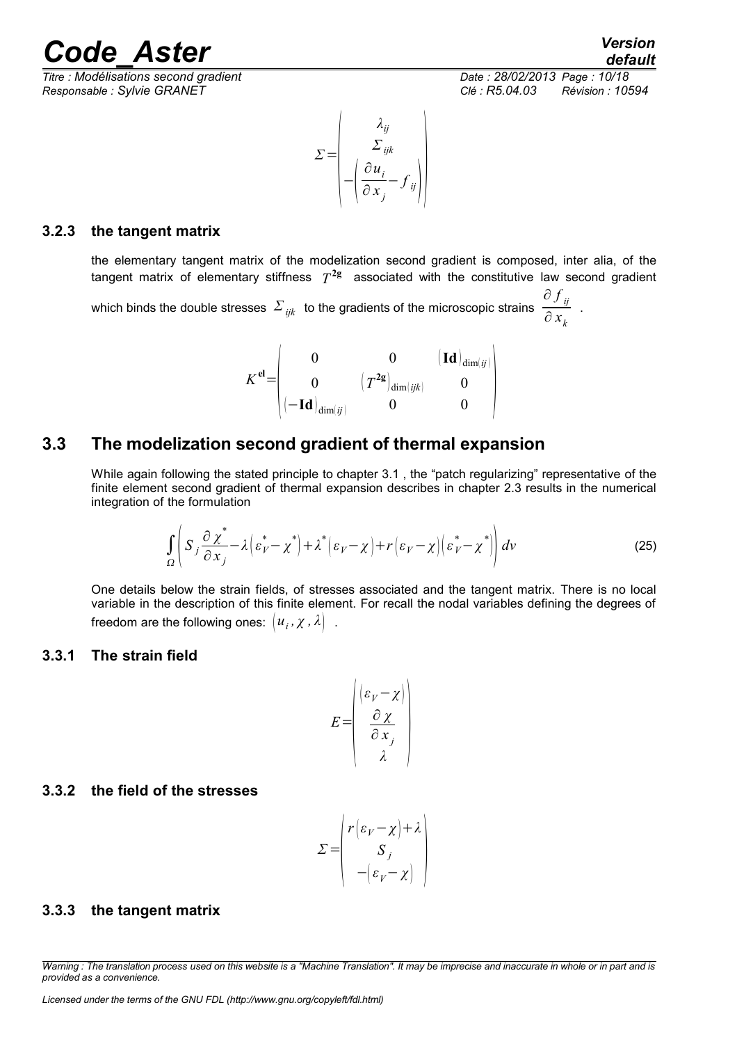$$\Sigma = \begin{pmatrix} \lambda_{ij} \\ \Sigma_{ijk} \\ -\left(\frac{\partial u_i}{\partial x_j} - f_{ij}\right) \end{pmatrix}$$

### 3.2.3 the tangent matrix

the elementary tangent matrix of the modelization second gradient is composed, inter alia, of the tangent matrix of elementary stiffness $T^{2g}$ associated with the constitutive law second gradient which binds the double stresses $\Sigma_{ijk}$ to the gradients of the microscopic strains $\frac{\partial f_{ij}}{\partial x_k}$ .

$$K^{\mathbf{el}} = \begin{pmatrix} 0 & 0 & (\mathbf{Id})_{\dim(ij)} \\ 0 & \left(T^{2g}\right)_{\dim(ijk)} & 0 \\ (-\mathbf{Id})_{\dim(ij)} & 0 & 0 \end{pmatrix}$$

## 3.3 The modelization second gradient of thermal expansion

While again following the stated principle to chapter 3.1 , the "patch regularizing" representative of the finite element second gradient of thermal expansion describes in chapter 2.3 results in the numerical integration of the formulation

$$\int_{\Omega} \left( S_j \frac{\partial \chi^*}{\partial x_j} - \lambda\left(\varepsilon_V^* - \chi^*\right) + \lambda^*\left(\varepsilon_V - \chi\right) + r\left(\varepsilon_V - \chi\right)\left(\varepsilon_V^* - \chi^*\right) \right) dv \tag{25}$$

One details below the strain fields, of stresses associated and the tangent matrix. There is no local variable in the description of this finite element. For recall the nodal variables defining the degrees of freedom are the following ones: $(u_i, \chi, \lambda)$ .

### 3.3.1 The strain field

$$E = \begin{pmatrix} (\varepsilon_V - \chi) \\ \frac{\partial \chi}{\partial x_j} \\ \lambda \end{pmatrix}$$

### 3.3.2 the field of the stresses

$$\Sigma = \begin{pmatrix} r(\varepsilon_V - \chi) + \lambda \\ S_j \\ -(\varepsilon_V - \chi) \end{pmatrix}$$

### 3.3.3 the tangent matrix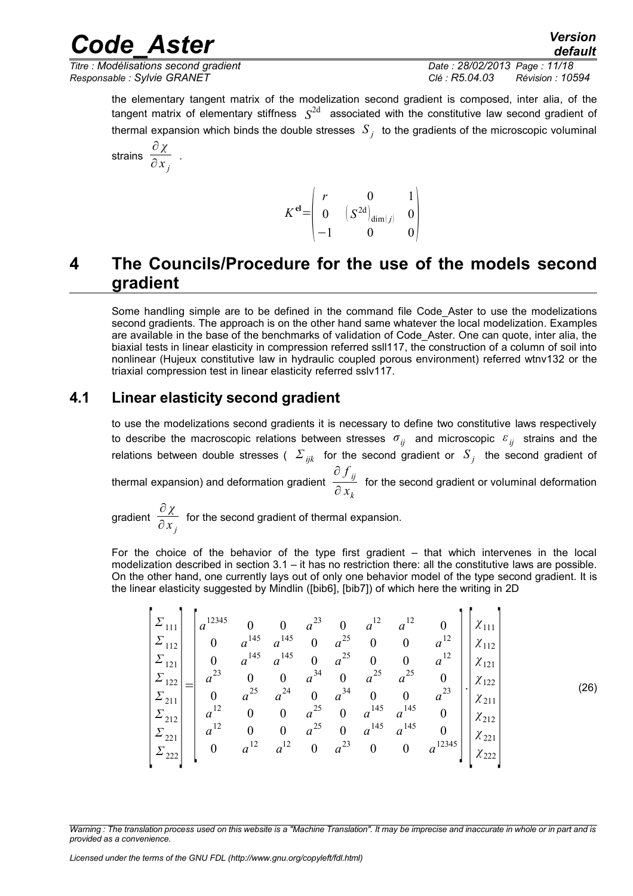the elementary tangent matrix of the modelization second gradient is composed, inter alia, of the tangent matrix of elementary stiffness $S^{2d}$ associated with the constitutive law second gradient of thermal expansion which binds the double stresses $S_j$ to the gradients of the microscopic voluminal strains $\frac{\partial \chi}{\partial x_j}$ .

$$K^{\mathbf{el}} = \begin{pmatrix} r & 0 & 1 \\ 0 & \left(S^{2d}\right)_{\dim(j)} & 0 \\ -1 & 0 & 0 \end{pmatrix}$$

# 4 The Councils/Procedure for the use of the models second gradient

Some handling simple are to be defined in the command file Code_Aster to use the modelizations second gradients. The approach is on the other hand same whatever the local modelization. Examples are available in the base of the benchmarks of validation of Code_Aster. One can quote, inter alia, the biaxial tests in linear elasticity in compression referred ssll117, the construction of a column of soil into nonlinear (Hujeux constitutive law in hydraulic coupled porous environment) referred wtnv132 or the triaxial compression test in linear elasticity referred sslv117.

## 4.1 Linear elasticity second gradient

to use the modelizations second gradients it is necessary to define two constitutive laws respectively to describe the macroscopic relations between stresses $\sigma_{ij}$ and microscopic $\varepsilon_{ij}$ strains and the relations between double stresses ( $\Sigma_{ijk}$ for the second gradient or $S_j$ the second gradient of thermal expansion) and deformation gradient $\frac{\partial f_{ij}}{\partial x_k}$ for the second gradient or voluminal deformation gradient $\frac{\partial \chi}{\partial x_j}$ for the second gradient of thermal expansion.

For the choice of the behavior of the type first gradient – that which intervenes in the local modelization described in section 3.1 – it has no restriction there: all the constitutive laws are possible. On the other hand, one currently lays out of only one behavior model of the type second gradient. It is the linear elasticity suggested by Mindlin ([bib6], [bib7]) of which here the writing in 2D

$$\begin{bmatrix} \Sigma_{111} \\ \Sigma_{112} \\ \Sigma_{121} \\ \Sigma_{122} \\ \Sigma_{211} \\ \Sigma_{212} \\ \Sigma_{221} \\ \Sigma_{222} \end{bmatrix} = \begin{bmatrix} a^{12345} & 0 & 0 & a^{23} & 0 & a^{12} & a^{12} & 0 \\ 0 & a^{145} & a^{145} & 0 & a^{25} & 0 & 0 & a^{12} \\ 0 & a^{145} & a^{145} & 0 & a^{25} & 0 & 0 & a^{12} \\ a^{23} & 0 & 0 & a^{34} & 0 & a^{25} & a^{25} & 0 \\ 0 & a^{25} & a^{24} & 0 & a^{34} & 0 & 0 & a^{23} \\ a^{12} & 0 & 0 & a^{25} & 0 & a^{145} & a^{145} & 0 \\ a^{12} & 0 & 0 & a^{25} & 0 & a^{145} & a^{145} & 0 \\ 0 & a^{12} & a^{12} & 0 & a^{23} & 0 & 0 & a^{12345} \end{bmatrix} \cdot \begin{bmatrix} \chi_{111} \\ \chi_{112} \\ \chi_{121} \\ \chi_{122} \\ \chi_{211} \\ \chi_{212} \\ \chi_{221} \\ \chi_{222} \end{bmatrix} \tag{26}$$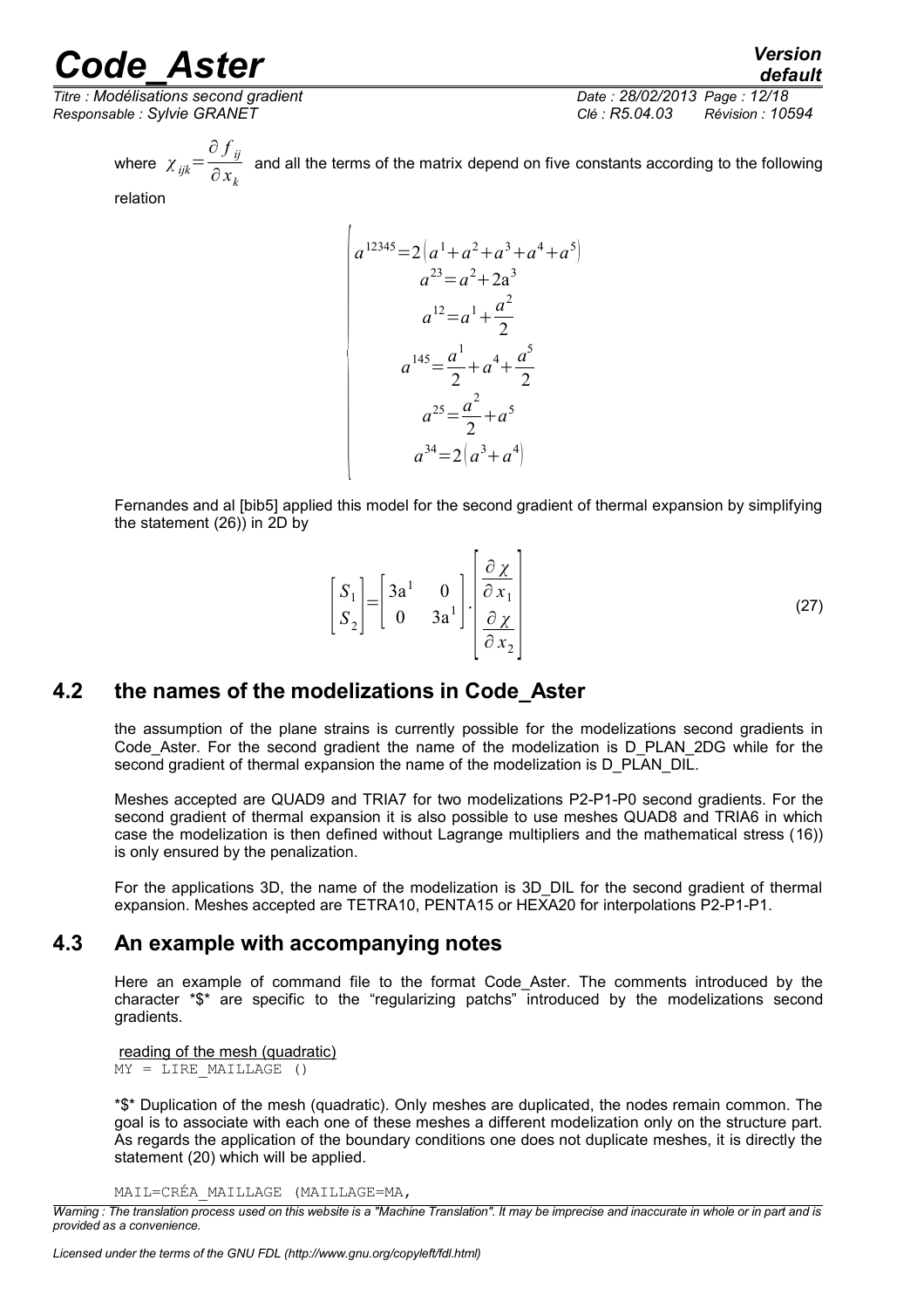where $\chi_{ijk}=\frac{\partial f_{ij}}{\partial x_k}$ and all the terms of the matrix depend on five constants according to the following relation

$$
\begin{cases}
a^{12345}=2\left(a^1+a^2+a^3+a^4+a^5\right)\\
a^{23}=a^2+2a^3\\
a^{12}=a^1+\frac{a^2}{2}\\
a^{145}=\frac{a^1}{2}+a^4+\frac{a^5}{2}\\
a^{25}=\frac{a^2}{2}+a^5\\
a^{34}=2\left(a^3+a^4\right)
\end{cases}
$$

Fernandes and al [bib5] applied this model for the second gradient of thermal expansion by simplifying the statement (26)) in 2D by

$$
\begin{bmatrix} S_1 \\ S_2 \end{bmatrix}=\begin{bmatrix} 3a^1 & 0 \\ 0 & 3a^1 \end{bmatrix}\cdot\begin{bmatrix} \frac{\partial \chi}{\partial x_1} \\ \frac{\partial \chi}{\partial x_2} \end{bmatrix} \tag{27}
$$

## 4.2 the names of the modelizations in Code_Aster

the assumption of the plane strains is currently possible for the modelizations second gradients in Code_Aster. For the second gradient the name of the modelization is D_PLAN_2DG while for the second gradient of thermal expansion the name of the modelization is D_PLAN_DIL.

Meshes accepted are QUAD9 and TRIA7 for two modelizations P2-P1-P0 second gradients. For the second gradient of thermal expansion it is also possible to use meshes QUAD8 and TRIA6 in which case the modelization is then defined without Lagrange multipliers and the mathematical stress (16)) is only ensured by the penalization.

For the applications 3D, the name of the modelization is 3D_DIL for the second gradient of thermal expansion. Meshes accepted are TETRA10, PENTA15 or HEXA20 for interpolations P2-P1-P1.

## 4.3 An example with accompanying notes

Here an example of command file to the format Code_Aster. The comments introduced by the character *$* are specific to the “regularizing patchs” introduced by the modelizations second gradients.

reading of the mesh (quadratic)

```
MY = LIRE_MAILLAGE ()
```

*$* Duplication of the mesh (quadratic). Only meshes are duplicated, the nodes remain common. The goal is to associate with each one of these meshes a different modelization only on the structure part. As regards the application of the boundary conditions one does not duplicate meshes, it is directly the statement (20) which will be applied.

```
MAIL=CRÉA_MAILLAGE (MAILLAGE=MA,
```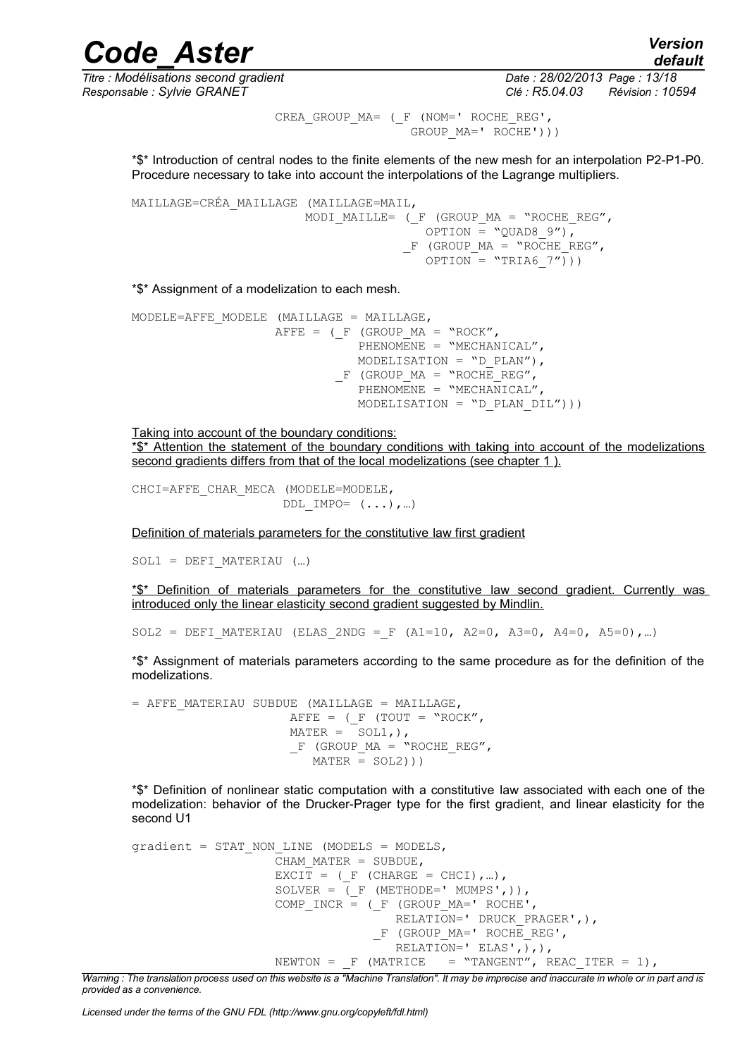```
                    CREA_GROUP_MA= (_F (NOM=' ROCHE_REG',
                                       GROUP_MA=' ROCHE')))
```

*$* Introduction of central nodes to the finite elements of the new mesh for an interpolation P2-P1-P0. Procedure necessary to take into account the interpolations of the Lagrange multipliers.

```
MAILLAGE=CRÉA_MAILLAGE (MAILLAGE=MAIL,
                       MODI_MAILLE= (_F (GROUP_MA = "ROCHE_REG",
                                        OPTION = "QUAD8_9"),
                                    _F (GROUP_MA = "ROCHE_REG",
                                        OPTION = "TRIA6_7")))
```

*$* Assignment of a modelization to each mesh.

```
MODELE=AFFE_MODELE (MAILLAGE = MAILLAGE,
                   AFFE = (_F (GROUP_MA = "ROCK",
                              PHENOMENE = "MECHANICAL",
                              MODELISATION = "D_PLAN"),
                          _F (GROUP_MA = "ROCHE_REG",
                              PHENOMENE = "MECHANICAL",
                              MODELISATION = "D_PLAN_DIL")))
```

Taking into account of the boundary conditions:
*$* Attention the statement of the boundary conditions with taking into account of the modelizations second gradients differs from that of the local modelizations (see chapter 1 ).

```
CHCI=AFFE_CHAR_MECA (MODELE=MODELE,
                    DDL_IMPO= (...),…)
```

Definition of materials parameters for the constitutive law first gradient

```
SOL1 = DEFI_MATERIAU (…)
```

*$* Definition of materials parameters for the constitutive law second gradient. Currently was introduced only the linear elasticity second gradient suggested by Mindlin.

```
SOL2 = DEFI_MATERIAU (ELAS_2NDG =_F (A1=10, A2=0, A3=0, A4=0, A5=0),…)
```

*$* Assignment of materials parameters according to the same procedure as for the definition of the modelizations.

```
= AFFE_MATERIAU SUBDUE (MAILLAGE = MAILLAGE,
                       AFFE = (_F (TOUT = "ROCK",
                       MATER = SOL1,),
                       _F (GROUP_MA = "ROCHE_REG",
                          MATER = SOL2)))
```

*$* Definition of nonlinear static computation with a constitutive law associated with each one of the modelization: behavior of the Drucker-Prager type for the first gradient, and linear elasticity for the second U1

```
gradient = STAT_NON_LINE (MODELS = MODELS,
                    CHAM_MATER = SUBDUE,
                    EXCIT = (_F (CHARGE = CHCI),…),
                    SOLVER = (_F (METHODE=' MUMPS',)),
                    COMP_INCR = (_F (GROUP_MA=' ROCHE',
                                    RELATION=' DRUCK_PRAGER',),
                                _F (GROUP_MA=' ROCHE_REG',
                                    RELATION=' ELAS',),),
                    NEWTON = _F (MATRICE   = "TANGENT", REAC_ITER = 1),
```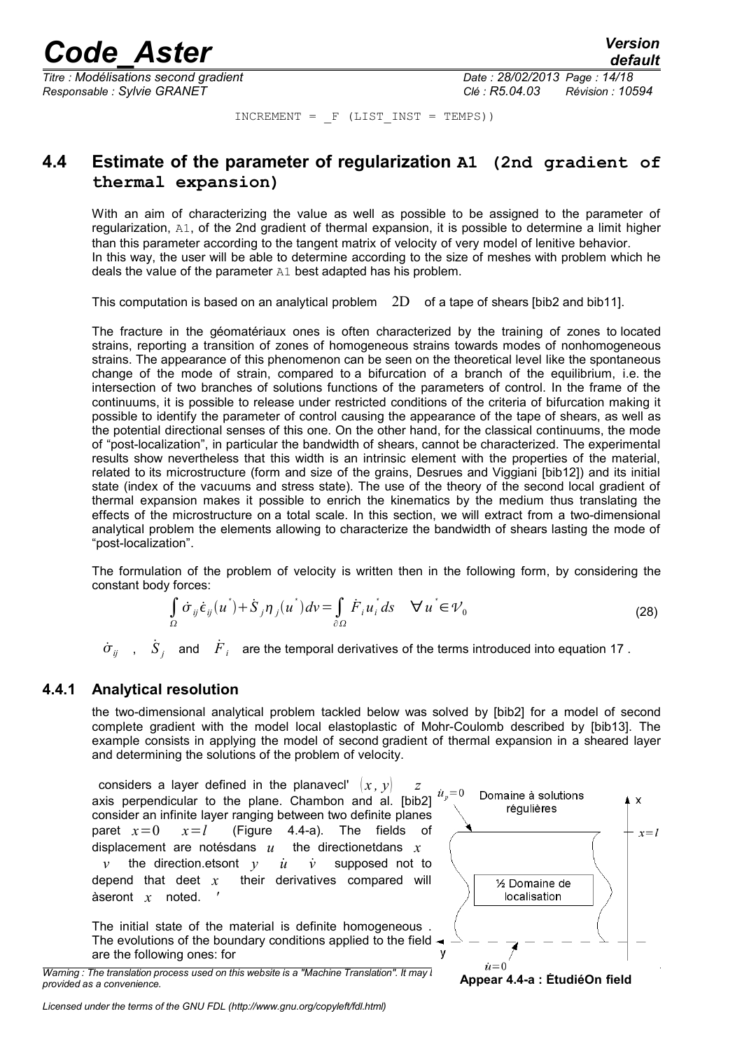INCREMENT = _F (LIST_INST = TEMPS))

### 4.4 Estimate of the parameter of regularization A1 (2nd gradient of thermal expansion)

With an aim of characterizing the value as well as possible to be assigned to the parameter of regularization, A1, of the 2nd gradient of thermal expansion, it is possible to determine a limit higher than this parameter according to the tangent matrix of velocity of very model of lenitive behavior. In this way, the user will be able to determine according to the size of meshes with problem which he deals the value of the parameter A1 best adapted has his problem.

This computation is based on an analytical problem $2D$ of a tape of shears [bib2 and bib11].

The fracture in the géomatériaux ones is often characterized by the training of zones to located strains, reporting a transition of zones of homogeneous strains towards modes of nonhomogeneous strains. The appearance of this phenomenon can be seen on the theoretical level like the spontaneous change of the mode of strain, compared to a bifurcation of a branch of the equilibrium, i.e. the intersection of two branches of solutions functions of the parameters of control. In the frame of the continuums, it is possible to release under restricted conditions of the criteria of bifurcation making it possible to identify the parameter of control causing the appearance of the tape of shears, as well as the potential directional senses of this one. On the other hand, for the classical continuums, the mode of "post-localization", in particular the bandwidth of shears, cannot be characterized. The experimental results show nevertheless that this width is an intrinsic element with the properties of the material, related to its microstructure (form and size of the grains, Desrues and Viggiani [bib12]) and its initial state (index of the vacuums and stress state). The use of the theory of the second local gradient of thermal expansion makes it possible to enrich the kinematics by the medium thus translating the effects of the microstructure on a total scale. In this section, we will extract from a two-dimensional analytical problem the elements allowing to characterize the bandwidth of shears lasting the mode of "post-localization".

The formulation of the problem of velocity is written then in the following form, by considering the constant body forces:

$$\int_{\Omega} \dot{\sigma}_{ij}\dot{\epsilon}_{ij}(u^{*})+\dot{S}_{j}\eta_{j}(u^{*})dv=\int_{\partial\Omega}\dot{F}_{i}u_{i}^{*}ds \quad \forall u^{*}\in\mathcal{V}_{0} \tag{28}$$

$\dot{\sigma}_{ij}$ , $\dot{S}_{j}$ and $\dot{F}_{i}$ are the temporal derivatives of the terms introduced into equation 17 .

#### 4.4.1 Analytical resolution

the two-dimensional analytical problem tackled below was solved by [bib2] for a model of second complete gradient with the model local elastoplastic of Mohr-Coulomb described by [bib13]. The example consists in applying the model of second gradient of thermal expansion in a sheared layer and determining the solutions of the problem of velocity.

considers a layer defined in the planavecl' $(x, y)$ $z$ axis perpendicular to the plane. Chambon and al. [bib2] consider an infinite layer ranging between two definite planes paret $x=0$ $x=l$ (Figure 4.4-a). The fields of displacement are notésdans $u$ the directionetdans $x$ $v$ the direction.etsont $y$ $\dot{u}$ $\dot{v}$ supposed not to depend that deet $x$ their derivatives compared will àseront $x$ noted. $'$

The initial state of the material is definite homogeneous . The evolutions of the boundary conditions applied to the field are the following ones: for

Appear 4.4-a : ÉtudiéOn field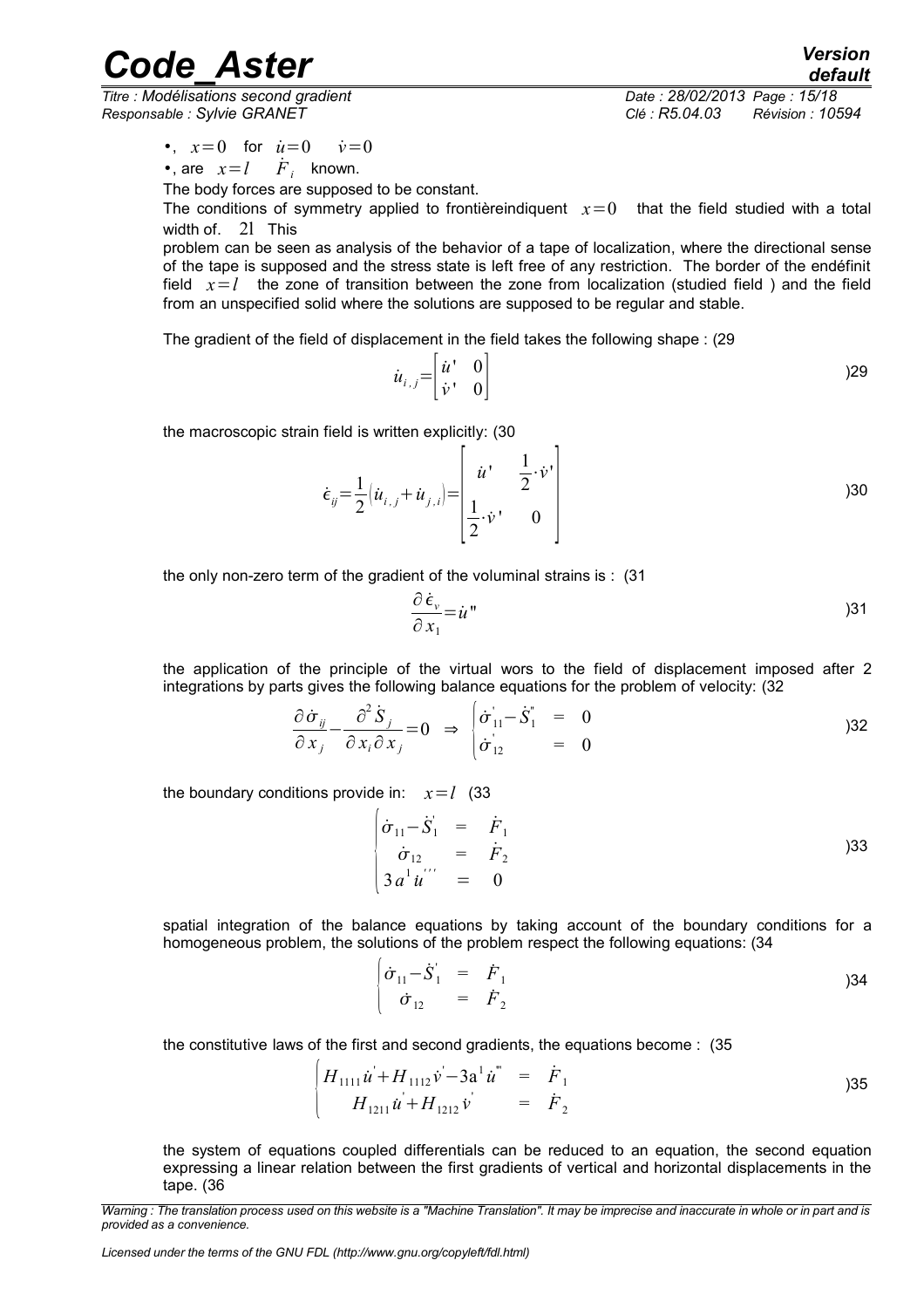- , $x=0$ for $\dot{u}=0$ $\dot{v}=0$
- , are $x=l$ $\dot{F}_i$ known.

The body forces are supposed to be constant.

The conditions of symmetry applied to frontièreindiquent $x=0$ that the field studied with a total width of. $2l$ This

problem can be seen as analysis of the behavior of a tape of localization, where the directional sense of the tape is supposed and the stress state is left free of any restriction. The border of the endéfinit field $x=l$ the zone of transition between the zone from localization (studied field ) and the field from an unspecified solid where the solutions are supposed to be regular and stable.

The gradient of the field of displacement in the field takes the following shape : (29

$$\dot{u}_{i,j}=\begin{bmatrix} \dot{u}' & 0 \\ \dot{v}' & 0 \end{bmatrix} \qquad )29$$

the macroscopic strain field is written explicitly: (30

$$\dot{\epsilon}_{ij}=\frac{1}{2}\left(\dot{u}_{i,j}+\dot{u}_{j,i}\right)=\begin{bmatrix} \dot{u}' & \frac{1}{2}\cdot\dot{v}' \\ \frac{1}{2}\cdot\dot{v}' & 0 \end{bmatrix} \qquad )30$$

the only non-zero term of the gradient of the voluminal strains is : (31

$$\frac{\partial \dot{\epsilon}_v}{\partial x_1}=\dot{u}'' \qquad )31$$

the application of the principle of the virtual wors to the field of displacement imposed after 2 integrations by parts gives the following balance equations for the problem of velocity: (32

$$\frac{\partial \dot{\sigma}_{ij}}{\partial x_j}-\frac{\partial^2 \dot{S}_j}{\partial x_i \partial x_j}=0 \;\Rightarrow\; \begin{cases} \dot{\sigma}_{11}^{'}-\dot{S}_1^{''} & = & 0 \\ \dot{\sigma}_{12}^{'} & = & 0 \end{cases} \qquad )32$$

the boundary conditions provide in: $x=l$ (33

$$\begin{cases} \dot{\sigma}_{11}-\dot{S}_1^{'} & = & \dot{F}_1 \\ \dot{\sigma}_{12} & = & \dot{F}_2 \\ 3a^1\dot{u}^{'''} & = & 0 \end{cases} \qquad )33$$

spatial integration of the balance equations by taking account of the boundary conditions for a homogeneous problem, the solutions of the problem respect the following equations: (34

$$\begin{cases} \dot{\sigma}_{11}-\dot{S}_1^{'} & = & \dot{F}_1 \\ \dot{\sigma}_{12} & = & \dot{F}_2 \end{cases} \qquad )34$$

the constitutive laws of the first and second gradients, the equations become : (35

$$\begin{cases} H_{1111}\dot{u}^{'}+H_{1112}\dot{v}^{'}-3\mathrm{a}^1\dot{u}^{'''} & = & \dot{F}_1 \\ H_{1211}\dot{u}^{'}+H_{1212}\dot{v}^{'} & = & \dot{F}_2 \end{cases} \qquad )35$$

the system of equations coupled differentials can be reduced to an equation, the second equation expressing a linear relation between the first gradients of vertical and horizontal displacements in the tape. (36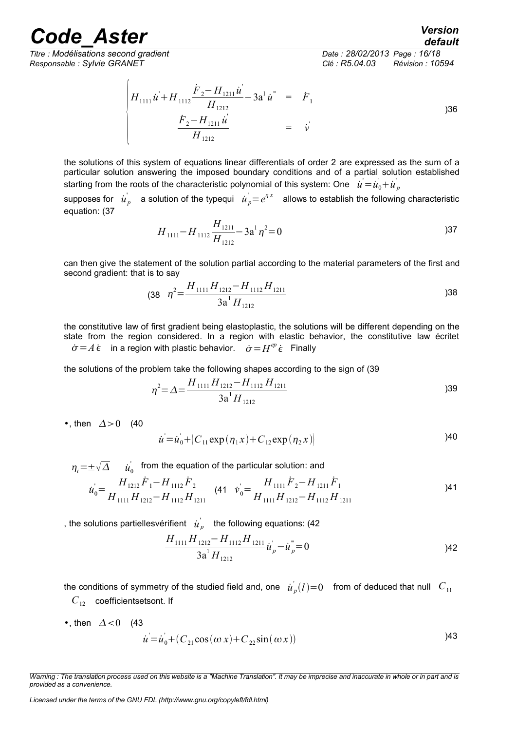$$
\begin{cases}
H_{1111}\dot{u}' + H_{1112}\dfrac{\dot{F}_2 - H_{1211}\dot{u}'}{H_{1212}} - 3\mathrm{a}^1\dot{u}''' & = & \dot{F}_1 \\
\dfrac{\dot{F}_2 - H_{1211}\dot{u}'}{H_{1212}} & = & \dot{v}'
\end{cases}
\quad )36
$$

the solutions of this system of equations linear differentials of order 2 are expressed as the sum of a particular solution answering the imposed boundary conditions and of a partial solution established starting from the roots of the characteristic polynomial of this system: One $\dot{u}' = \dot{u}_0' + \dot{u}_p'$ supposes for $\dot{u}_p'$ a solution of the typequi $\dot{u}_p' = e^{\eta x}$ allows to establish the following characteristic equation: (37

$$
H_{1111} - H_{1112}\frac{H_{1211}}{H_{1212}} - 3\mathrm{a}^1\eta^2 = 0 \quad )37
$$

can then give the statement of the solution partial according to the material parameters of the first and second gradient: that is to say

$$
(38 \quad \eta^2 = \frac{H_{1111}H_{1212} - H_{1112}H_{1211}}{3\mathrm{a}^1 H_{1212}} \quad )38
$$

the constitutive law of first gradient being elastoplastic, the solutions will be different depending on the state from the region considered. In a region with elastic behavior, the constitutive law écritet $\dot{\sigma} = A\dot{\epsilon}$ in a region with plastic behavior. $\dot{\sigma} = H^{ep}\dot{\epsilon}$ Finally

the solutions of the problem take the following shapes according to the sign of (39

$$
\eta^2 = \Delta = \frac{H_{1111}H_{1212} - H_{1112}H_{1211}}{3\mathrm{a}^1 H_{1212}} \quad )39
$$

- , then $\Delta > 0$ (40

$$
\dot{u}' = \dot{u}_0' + \left(C_{11}\exp(\eta_1 x) + C_{12}\exp(\eta_2 x)\right) \quad )40
$$

$\eta_i = \pm\sqrt{\Delta}$ $\dot{u}_0'$ from the equation of the particular solution: and

$$
\dot{u}_0' = \frac{H_{1212}\dot{F}_1 - H_{1112}\dot{F}_2}{H_{1111}H_{1212} - H_{1112}H_{1211}} \quad (41 \quad \dot{v}_0' = \frac{H_{1111}\dot{F}_2 - H_{1211}\dot{F}_1}{H_{1111}H_{1212} - H_{1112}H_{1211}} \quad )41
$$

, the solutions partiellesvérifient $\dot{u}_p'$ the following equations: (42

$$
\frac{H_{1111}H_{1212} - H_{1112}H_{1211}}{3\mathrm{a}^1 H_{1212}}\dot{u}_p' - \dot{u}_p''' = 0 \quad )42
$$

the conditions of symmetry of the studied field and, one $\dot{u}_p'(l) = 0$ from of deduced that null $C_{11}$ $C_{12}$ coefficientsetsont. If

- , then $\Delta < 0$ (43

$$
\dot{u}' = \dot{u}_0' + (C_{21}\cos(\omega x) + C_{22}\sin(\omega x)) \quad )43
$$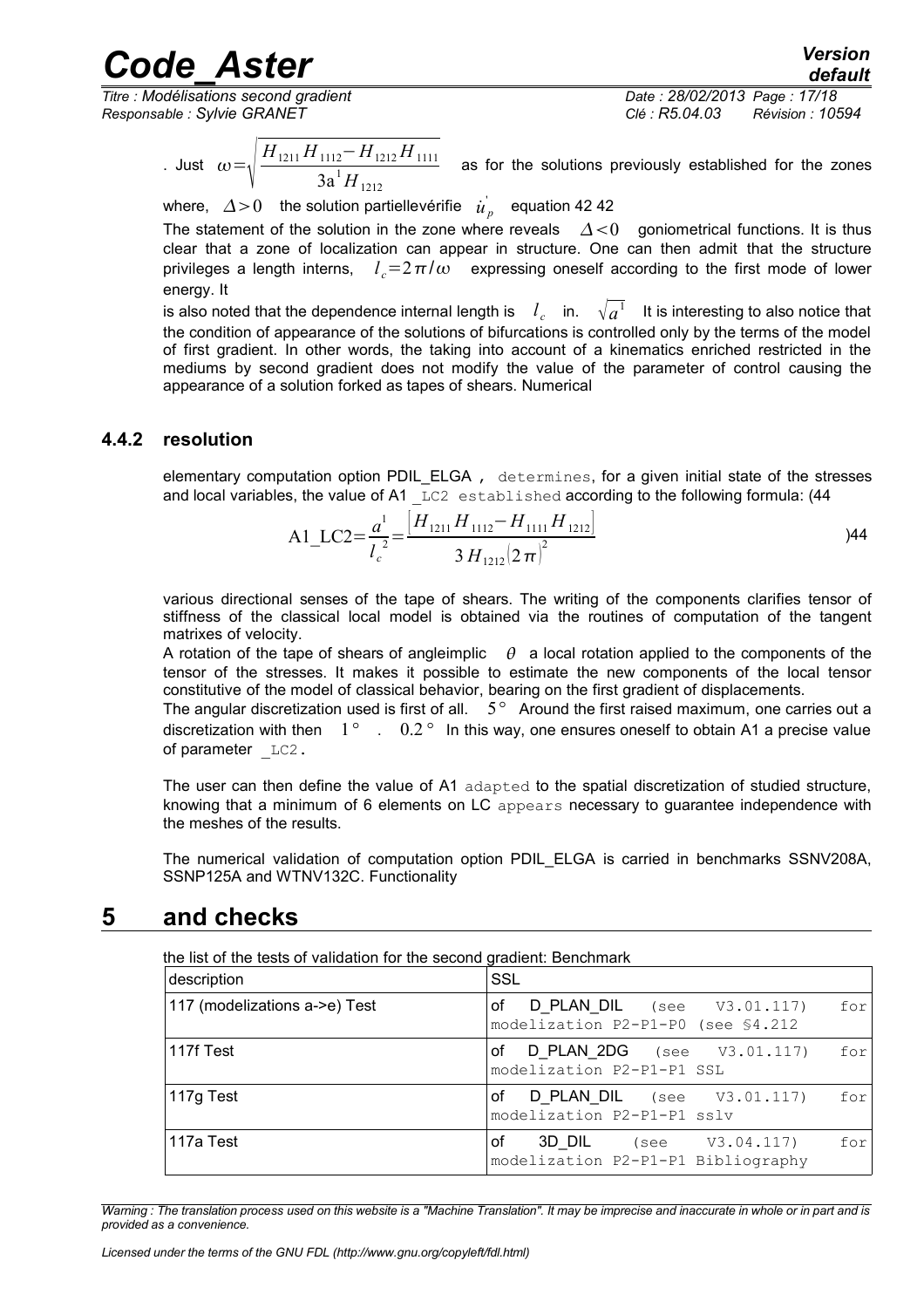. Just $\omega=\sqrt{\dfrac{H_{1211}H_{1112}-H_{1212}H_{1111}}{3a^1 H_{1212}}}$ as for the solutions previously established for the zones

where, $\Delta>0$ the solution partiellevérifie $\dot{u}_p^{'}$ equation 42 42

The statement of the solution in the zone where reveals $\Delta<0$ goniometrical functions. It is thus clear that a zone of localization can appear in structure. One can then admit that the structure privileges a length interns, $l_c=2\pi/\omega$ expressing oneself according to the first mode of lower energy. It

is also noted that the dependence internal length is $l_c$ in. $\sqrt{a^1}$ It is interesting to also notice that the condition of appearance of the solutions of bifurcations is controlled only by the terms of the model of first gradient. In other words, the taking into account of a kinematics enriched restricted in the mediums by second gradient does not modify the value of the parameter of control causing the appearance of a solution forked as tapes of shears. Numerical

### 4.4.2 resolution

elementary computation option PDIL_ELGA , determines, for a given initial state of the stresses and local variables, the value of A1 _LC2 established according to the following formula: (44

$$\text{A1\_LC2}=\frac{a^1}{l_c^{\,2}}=\frac{\left[H_{1211}H_{1112}-H_{1111}H_{1212}\right]}{3\,H_{1212}(2\pi)^2} \qquad )44$$

various directional senses of the tape of shears. The writing of the components clarifies tensor of stiffness of the classical local model is obtained via the routines of computation of the tangent matrixes of velocity.

A rotation of the tape of shears of angleimplic $\theta$ a local rotation applied to the components of the tensor of the stresses. It makes it possible to estimate the new components of the local tensor constitutive of the model of classical behavior, bearing on the first gradient of displacements.

The angular discretization used is first of all. $5°$ Around the first raised maximum, one carries out a discretization with then $1°$ . $0.2°$ In this way, one ensures oneself to obtain A1 a precise value of parameter _LC2.

The user can then define the value of A1 adapted to the spatial discretization of studied structure, knowing that a minimum of 6 elements on LC appears necessary to guarantee independence with the meshes of the results.

The numerical validation of computation option PDIL_ELGA is carried in benchmarks SSNV208A, SSNP125A and WTNV132C. Functionality

# 5 and checks

the list of the tests of validation for the second gradient: Benchmark

| description | SSL |
|---|---|
| 117 (modelizations a->e) Test | of D_PLAN_DIL (see V3.01.117) for modelization P2-P1-P0 (see §4.212 |
| 117f Test | of D_PLAN_2DG (see V3.01.117) for modelization P2-P1-P1 SSL |
| 117g Test | of D_PLAN_DIL (see V3.01.117) for modelization P2-P1-P1 sslv |
| 117a Test | of 3D_DIL (see V3.04.117) for modelization P2-P1-P1 Bibliography |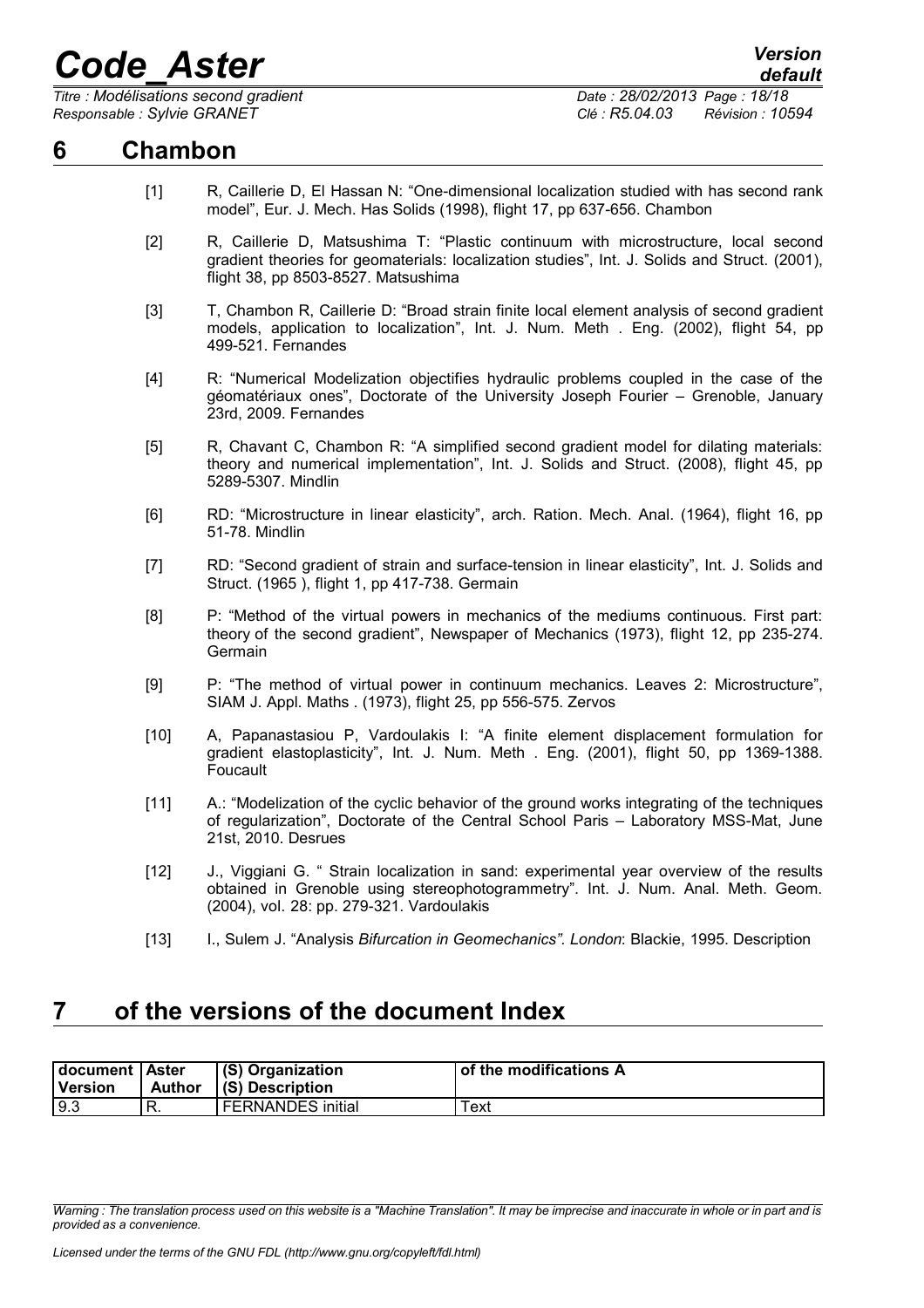# 6 Chambon

[1] R, Caillerie D, El Hassan N: "One-dimensional localization studied with has second rank model", Eur. J. Mech. Has Solids (1998), flight 17, pp 637-656. Chambon

[2] R, Caillerie D, Matsushima T: "Plastic continuum with microstructure, local second gradient theories for geomaterials: localization studies", Int. J. Solids and Struct. (2001), flight 38, pp 8503-8527. Matsushima

[3] T, Chambon R, Caillerie D: "Broad strain finite local element analysis of second gradient models, application to localization", Int. J. Num. Meth . Eng. (2002), flight 54, pp 499-521. Fernandes

[4] R: "Numerical Modelization objectifies hydraulic problems coupled in the case of the géomatériaux ones", Doctorate of the University Joseph Fourier – Grenoble, January 23rd, 2009. Fernandes

[5] R, Chavant C, Chambon R: "A simplified second gradient model for dilating materials: theory and numerical implementation", Int. J. Solids and Struct. (2008), flight 45, pp 5289-5307. Mindlin

[6] RD: "Microstructure in linear elasticity", arch. Ration. Mech. Anal. (1964), flight 16, pp 51-78. Mindlin

[7] RD: "Second gradient of strain and surface-tension in linear elasticity", Int. J. Solids and Struct. (1965 ), flight 1, pp 417-738. Germain

[8] P: "Method of the virtual powers in mechanics of the mediums continuous. First part: theory of the second gradient", Newspaper of Mechanics (1973), flight 12, pp 235-274. Germain

[9] P: "The method of virtual power in continuum mechanics. Leaves 2: Microstructure", SIAM J. Appl. Maths . (1973), flight 25, pp 556-575. Zervos

[10] A, Papanastasiou P, Vardoulakis I: "A finite element displacement formulation for gradient elastoplasticity", Int. J. Num. Meth . Eng. (2001), flight 50, pp 1369-1388. Foucault

[11] A.: "Modelization of the cyclic behavior of the ground works integrating of the techniques of regularization", Doctorate of the Central School Paris – Laboratory MSS-Mat, June 21st, 2010. Desrues

[12] J., Viggiani G. " Strain localization in sand: experimental year overview of the results obtained in Grenoble using stereophotogrammetry". Int. J. Num. Anal. Meth. Geom. (2004), vol. 28: pp. 279-321. Vardoulakis

[13] I., Sulem J. "Analysis *Bifurcation in Geomechanics". London*: Blackie, 1995. Description

# 7 of the versions of the document Index

| document Version | Aster Author | (S) Organization (S) Description | of the modifications A |
|---|---|---|---|
| 9.3 | R. | FERNANDES initial | Text |